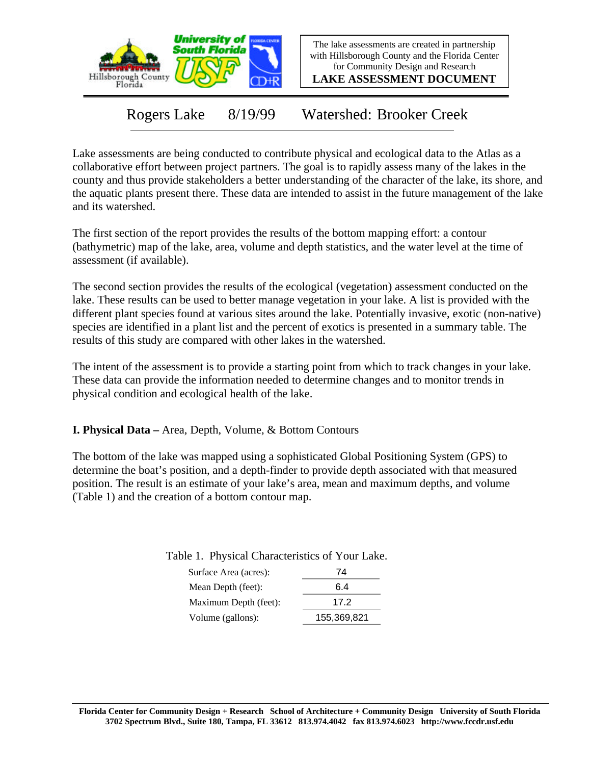The lake assessments are created in partnership with Hillsborough County and the Florida Center for Community Design and Research

**LAKE ASSESSMENT DOCUMENT**

# Rogers Lake 8/19/99 Watershed: Brooker Creek

Lake assessments are being conducted to contribute physical and ecological data to the Atlas as a collaborative effort between project partners. The goal is to rapidly assess many of the lakes in the county and thus provide stakeholders a better understanding of the character of the lake, its shore, and the aquatic plants present there. These data are intended to assist in the future management of the lake and its watershed.

The first section of the report provides the results of the bottom mapping effort: a contour (bathymetric) map of the lake, area, volume and depth statistics, and the water level at the time of assessment (if available).

The second section provides the results of the ecological (vegetation) assessment conducted on the lake. These results can be used to better manage vegetation in your lake. A list is provided with the different plant species found at various sites around the lake. Potentially invasive, exotic (non-native) species are identified in a plant list and the percent of exotics is presented in a summary table. The results of this study are compared with other lakes in the watershed.

The intent of the assessment is to provide a starting point from which to track changes in your lake. These data can provide the information needed to determine changes and to monitor trends in physical condition and ecological health of the lake.

## I. Physical Data – Area, Depth, Volume, & Bottom Contours

The bottom of the lake was mapped using a sophisticated Global Positioning System (GPS) to determine the boat's position, and a depth-finder to provide depth associated with that measured position. The result is an estimate of your lake's area, mean and maximum depths, and volume (Table 1) and the creation of a bottom contour map.

Table 1. Physical Characteristics of Your Lake.

| | |
|---|---|
| Surface Area (acres): | 74 |
| Mean Depth (feet): | 6.4 |
| Maximum Depth (feet): | 17.2 |
| Volume (gallons): | 155,369,821 |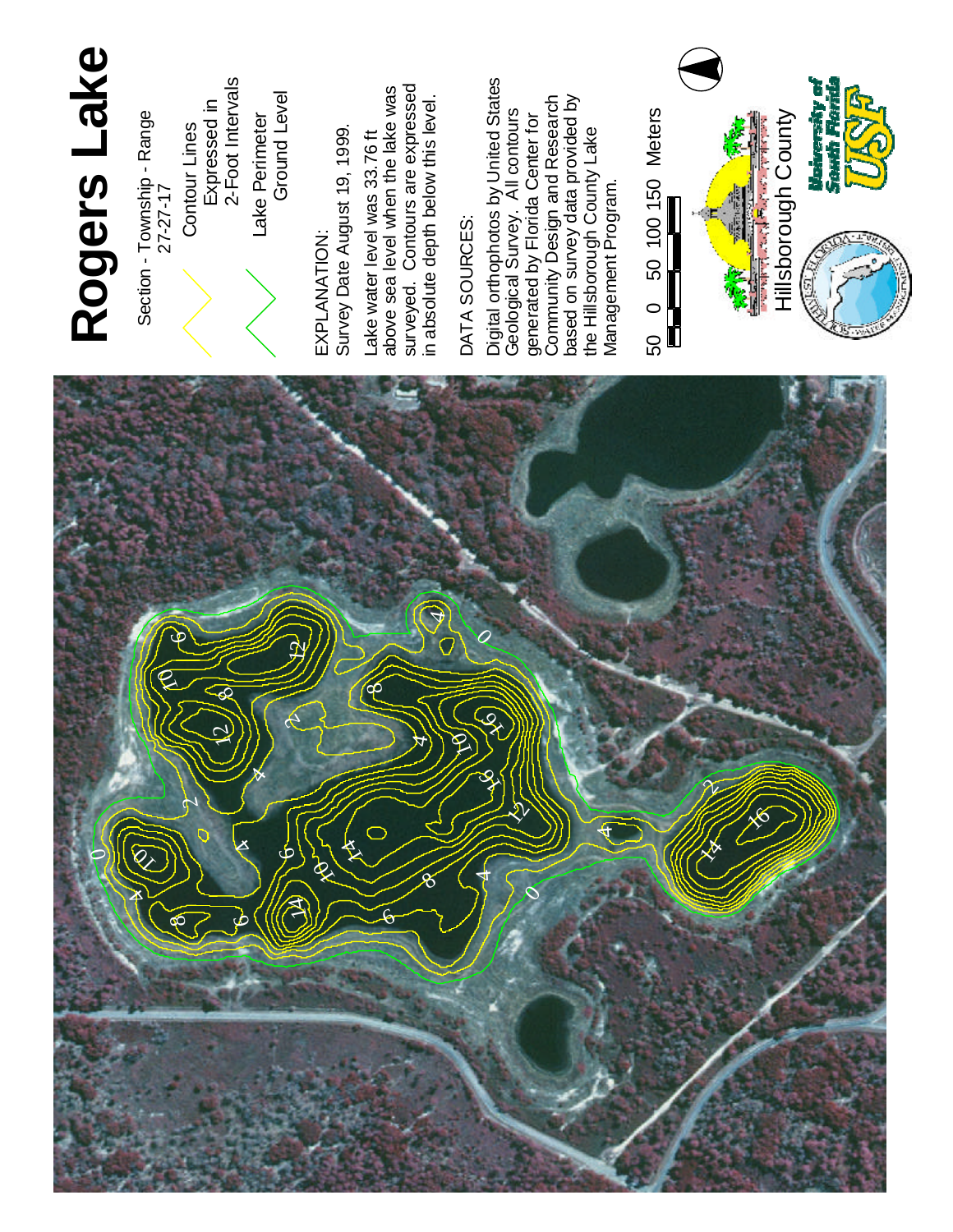# Rogers Lake

Section - Township - Range
27-27-17

Contour Lines
Expressed in
2-Foot Intervals

Lake Perimeter
Ground Level

EXPLANATION:
Survey Date August 19, 1999.

Lake water level was 33.76 ft above sea level when the lake was surveyed. Contours are expressed in absolute depth below this level.

DATA SOURCES:

Digital orthophotos by United States Geological Survey. All contours generated by Florida Center for Community Design and Research based on survey data provided by the Hillsborough County Lake Management Program.

50 0 50 100 150 Meters

Hillsborough County

University of South Florida
USF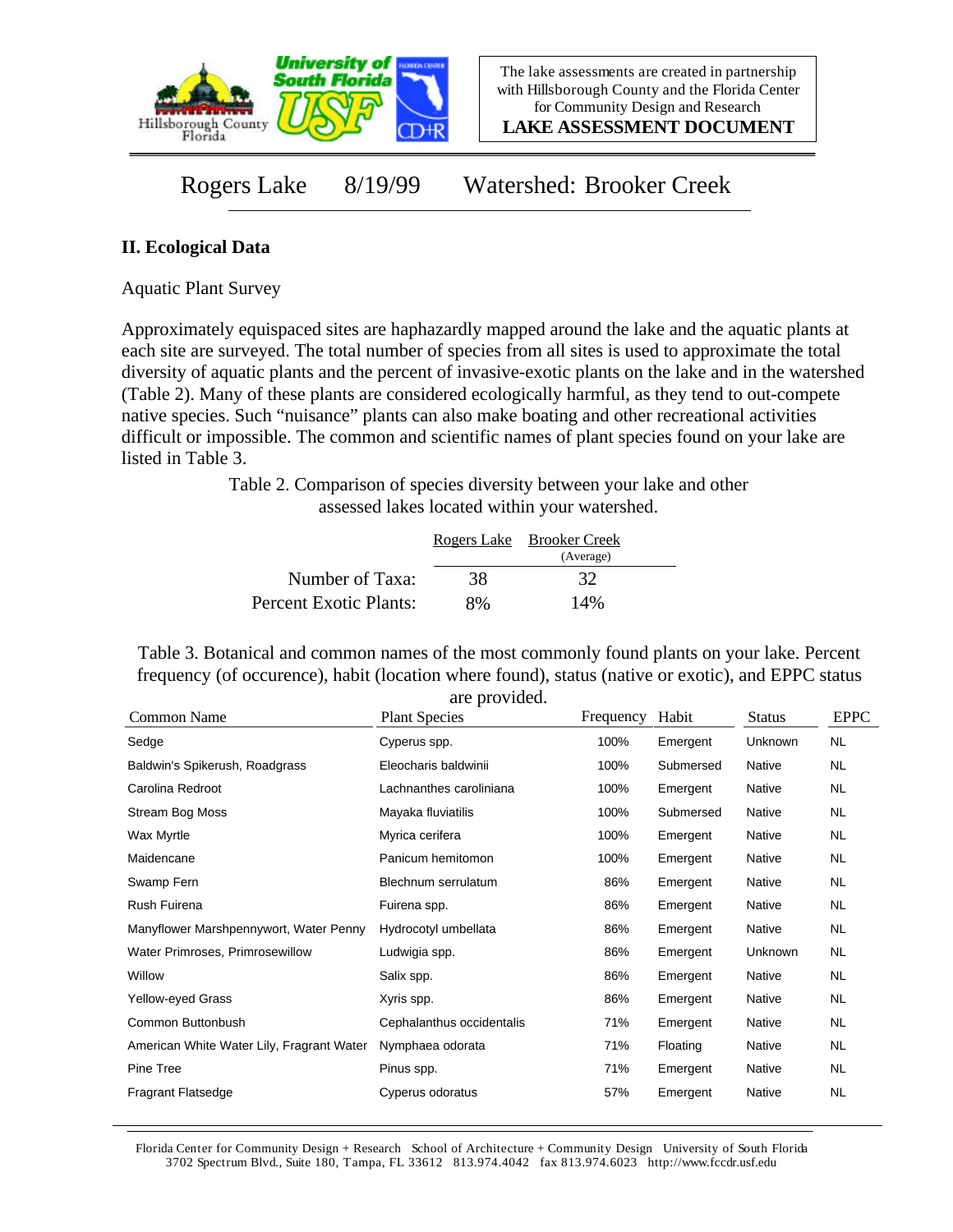The lake assessments are created in partnership with Hillsborough County and the Florida Center for Community Design and Research

**LAKE ASSESSMENT DOCUMENT**

Rogers Lake 8/19/99 Watershed: Brooker Creek

## II. Ecological Data

Aquatic Plant Survey

Approximately equispaced sites are haphazardly mapped around the lake and the aquatic plants at each site are surveyed. The total number of species from all sites is used to approximate the total diversity of aquatic plants and the percent of invasive-exotic plants on the lake and in the watershed (Table 2). Many of these plants are considered ecologically harmful, as they tend to out-compete native species. Such "nuisance" plants can also make boating and other recreational activities difficult or impossible. The common and scientific names of plant species found on your lake are listed in Table 3.

Table 2. Comparison of species diversity between your lake and other assessed lakes located within your watershed.

| | Rogers Lake | Brooker Creek (Average) |
|---|---|---|
| Number of Taxa: | 38 | 32 |
| Percent Exotic Plants: | 8% | 14% |

Table 3. Botanical and common names of the most commonly found plants on your lake. Percent frequency (of occurence), habit (location where found), status (native or exotic), and EPPC status are provided.

| Common Name | Plant Species | Frequency | Habit | Status | EPPC |
|---|---|---|---|---|---|
| Sedge | Cyperus spp. | 100% | Emergent | Unknown | NL |
| Baldwin's Spikerush, Roadgrass | Eleocharis baldwinii | 100% | Submersed | Native | NL |
| Carolina Redroot | Lachnanthes caroliniana | 100% | Emergent | Native | NL |
| Stream Bog Moss | Mayaka fluviatilis | 100% | Submersed | Native | NL |
| Wax Myrtle | Myrica cerifera | 100% | Emergent | Native | NL |
| Maidencane | Panicum hemitomon | 100% | Emergent | Native | NL |
| Swamp Fern | Blechnum serrulatum | 86% | Emergent | Native | NL |
| Rush Fuirena | Fuirena spp. | 86% | Emergent | Native | NL |
| Manyflower Marshpennywort, Water Penny | Hydrocotyl umbellata | 86% | Emergent | Native | NL |
| Water Primroses, Primrosewillow | Ludwigia spp. | 86% | Emergent | Unknown | NL |
| Willow | Salix spp. | 86% | Emergent | Native | NL |
| Yellow-eyed Grass | Xyris spp. | 86% | Emergent | Native | NL |
| Common Buttonbush | Cephalanthus occidentalis | 71% | Emergent | Native | NL |
| American White Water Lily, Fragrant Water | Nymphaea odorata | 71% | Floating | Native | NL |
| Pine Tree | Pinus spp. | 71% | Emergent | Native | NL |
| Fragrant Flatsedge | Cyperus odoratus | 57% | Emergent | Native | NL |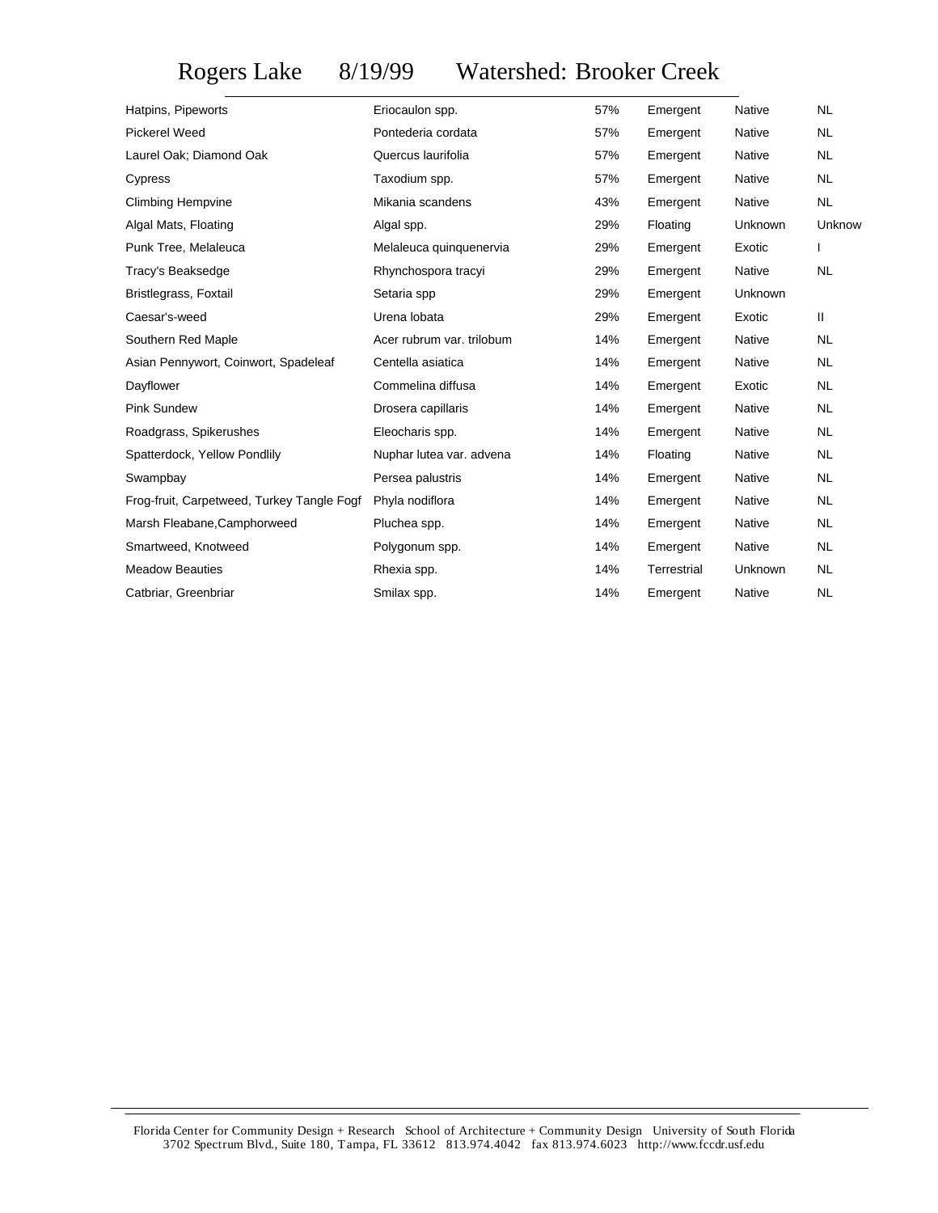# Rogers Lake 8/19/99 Watershed: Brooker Creek

| | | | | | |
|---|---|---|---|---|---|
| Hatpins, Pipeworts | Eriocaulon spp. | 57% | Emergent | Native | NL |
| Pickerel Weed | Pontederia cordata | 57% | Emergent | Native | NL |
| Laurel Oak; Diamond Oak | Quercus laurifolia | 57% | Emergent | Native | NL |
| Cypress | Taxodium spp. | 57% | Emergent | Native | NL |
| Climbing Hempvine | Mikania scandens | 43% | Emergent | Native | NL |
| Algal Mats, Floating | Algal spp. | 29% | Floating | Unknown | Unknow |
| Punk Tree, Melaleuca | Melaleuca quinquenervia | 29% | Emergent | Exotic | I |
| Tracy's Beaksedge | Rhynchospora tracyi | 29% | Emergent | Native | NL |
| Bristlegrass, Foxtail | Setaria spp | 29% | Emergent | Unknown | |
| Caesar's-weed | Urena lobata | 29% | Emergent | Exotic | II |
| Southern Red Maple | Acer rubrum var. trilobum | 14% | Emergent | Native | NL |
| Asian Pennywort, Coinwort, Spadeleaf | Centella asiatica | 14% | Emergent | Native | NL |
| Dayflower | Commelina diffusa | 14% | Emergent | Exotic | NL |
| Pink Sundew | Drosera capillaris | 14% | Emergent | Native | NL |
| Roadgrass, Spikerushes | Eleocharis spp. | 14% | Emergent | Native | NL |
| Spatterdock, Yellow Pondlily | Nuphar lutea var. advena | 14% | Floating | Native | NL |
| Swampbay | Persea palustris | 14% | Emergent | Native | NL |
| Frog-fruit, Carpetweed, Turkey Tangle Fogf | Phyla nodiflora | 14% | Emergent | Native | NL |
| Marsh Fleabane,Camphorweed | Pluchea spp. | 14% | Emergent | Native | NL |
| Smartweed, Knotweed | Polygonum spp. | 14% | Emergent | Native | NL |
| Meadow Beauties | Rhexia spp. | 14% | Terrestrial | Unknown | NL |
| Catbriar, Greenbriar | Smilax spp. | 14% | Emergent | Native | NL |

Florida Center for Community Design + Research School of Architecture + Community Design University of South Florida
3702 Spectrum Blvd., Suite 180, Tampa, FL 33612 813.974.4042 fax 813.974.6023 http://www.fccdr.usf.edu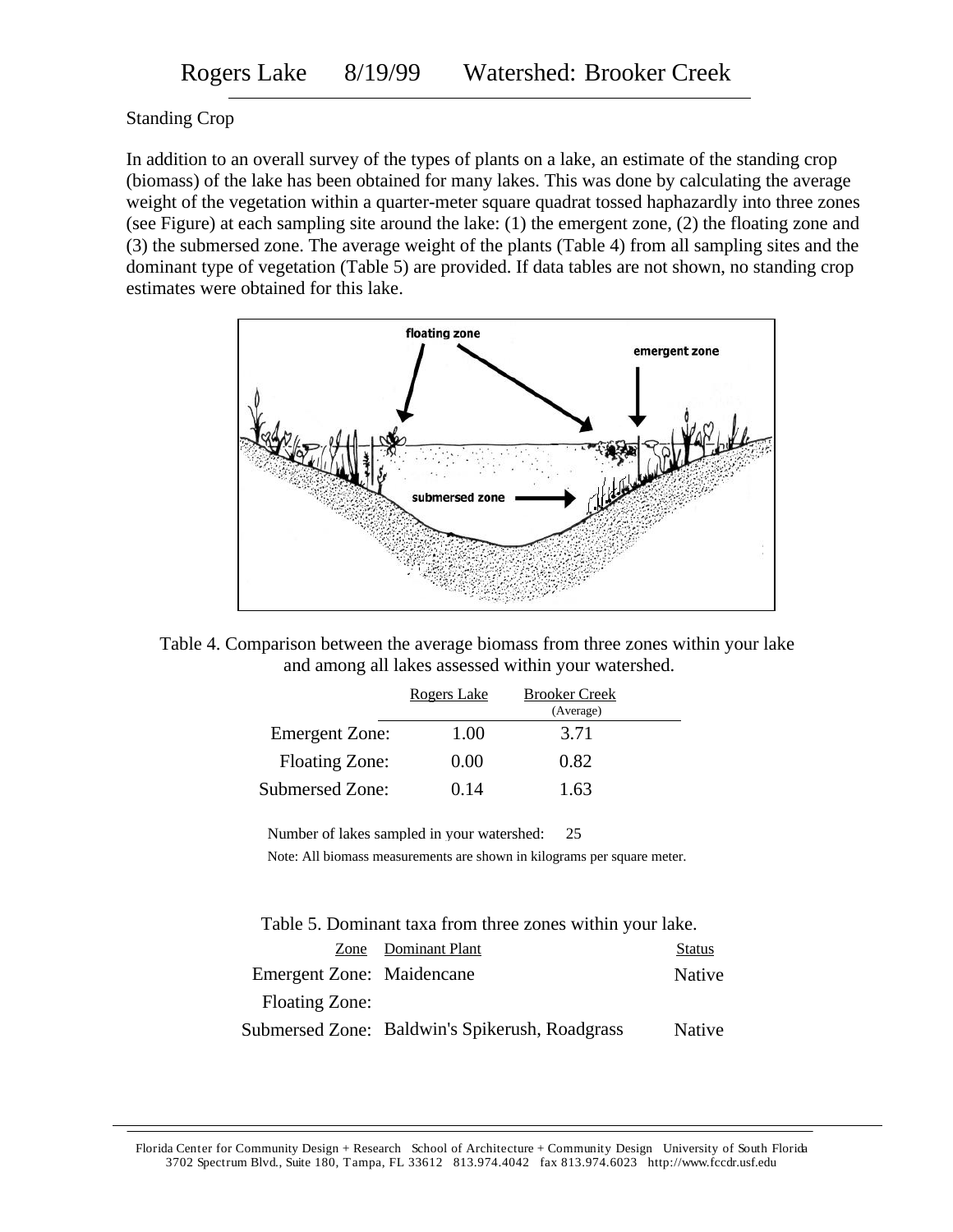# Rogers Lake 8/19/99 Watershed: Brooker Creek

Standing Crop

In addition to an overall survey of the types of plants on a lake, an estimate of the standing crop (biomass) of the lake has been obtained for many lakes. This was done by calculating the average weight of the vegetation within a quarter-meter square quadrat tossed haphazardly into three zones (see Figure) at each sampling site around the lake: (1) the emergent zone, (2) the floating zone and (3) the submersed zone. The average weight of the plants (Table 4) from all sampling sites and the dominant type of vegetation (Table 5) are provided. If data tables are not shown, no standing crop estimates were obtained for this lake.

floating zone

emergent zone

submersed zone

Table 4. Comparison between the average biomass from three zones within your lake and among all lakes assessed within your watershed.

| | Rogers Lake | Brooker Creek (Average) |
|---|---|---|
| Emergent Zone: | 1.00 | 3.71 |
| Floating Zone: | 0.00 | 0.82 |
| Submersed Zone: | 0.14 | 1.63 |

Number of lakes sampled in your watershed: 25

Note: All biomass measurements are shown in kilograms per square meter.

Table 5. Dominant taxa from three zones within your lake.

| Zone | Dominant Plant | Status |
|---|---|---|
| Emergent Zone: | Maidencane | Native |
| Floating Zone: | | |
| Submersed Zone: | Baldwin's Spikerush, Roadgrass | Native |

Florida Center for Community Design + Research School of Architecture + Community Design University of South Florida 3702 Spectrum Blvd., Suite 180, Tampa, FL 33612 813.974.4042 fax 813.974.6023 http://www.fccdr.usf.edu